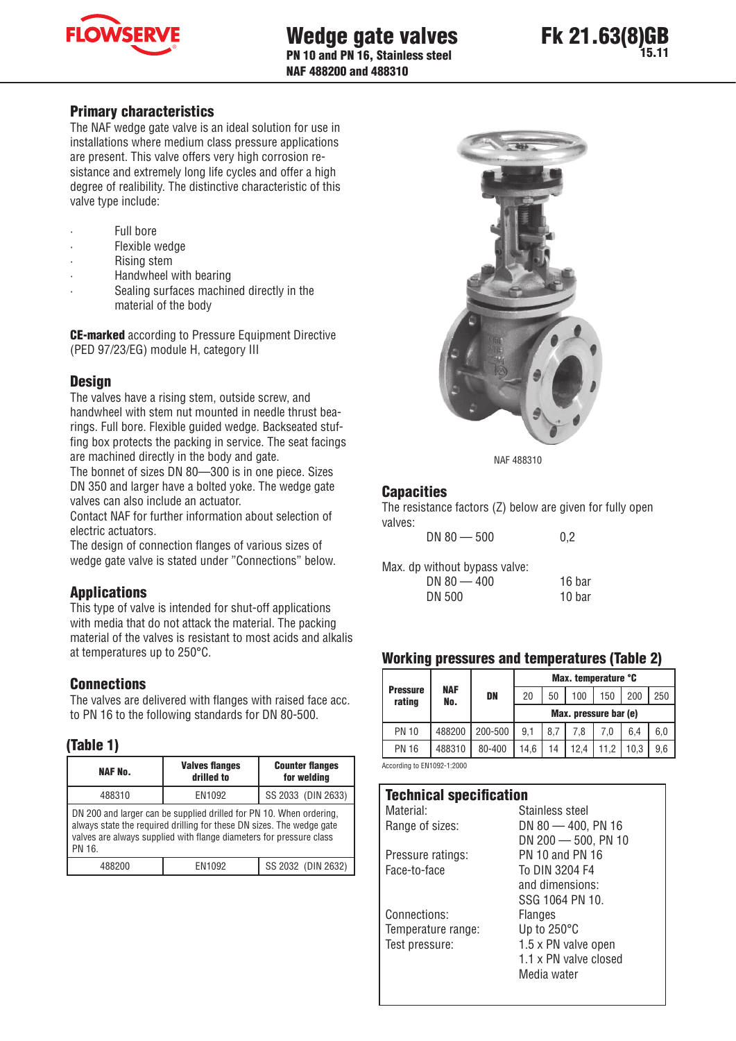# Wedge gate valves

**PN 10 and PN 16, Stainless steel**
**NAF 488200 and 488310**

**Fk 21.63(8)GB**
**15.11**

## Primary characteristics

The NAF wedge gate valve is an ideal solution for use in installations where medium class pressure applications are present. This valve offers very high corrosion resistance and extremely long life cycles and offer a high degree of realibility. The distinctive characteristic of this valve type include:

- Full bore
- Flexible wedge
- Rising stem
- Handwheel with bearing
- Sealing surfaces machined directly in the material of the body

**CE-marked** according to Pressure Equipment Directive (PED 97/23/EG) module H, category III

## Design

The valves have a rising stem, outside screw, and handwheel with stem nut mounted in needle thrust bearings. Full bore. Flexible guided wedge. Backseated stuffing box protects the packing in service. The seat facings are machined directly in the body and gate.
The bonnet of sizes DN 80—300 is in one piece. Sizes DN 350 and larger have a bolted yoke. The wedge gate valves can also include an actuator.
Contact NAF for further information about selection of electric actuators.
The design of connection flanges of various sizes of wedge gate valve is stated under "Connections" below.

## Applications

This type of valve is intended for shut-off applications with media that do not attack the material. The packing material of the valves is resistant to most acids and alkalis at temperatures up to 250°C.

## Connections

The valves are delivered with flanges with raised face acc. to PN 16 to the following standards for DN 80-500.

### (Table 1)

| NAF No. | Valves flanges drilled to | Counter flanges for welding |
|---|---|---|
| 488310 | EN1092 | SS 2033 (DIN 2633) |
| DN 200 and larger can be supplied drilled for PN 10. When ordering, always state the required drilling for these DN sizes. The wedge gate valves are always supplied with flange diameters for pressure class PN 16. | | |
| 488200 | EN1092 | SS 2032 (DIN 2632) |

NAF 488310

## Capacities

The resistance factors (Z) below are given for fully open valves:

| | |
|---|---|
| DN 80 — 500 | 0,2 |

Max. dp without bypass valve:

| | |
|---|---|
| DN 80 — 400 | 16 bar |
| DN 500 | 10 bar |

## Working pressures and temperatures (Table 2)

| Pressure rating | NAF No. | DN | Max. temperature °C | | | | | |
|---|---|---|---|---|---|---|---|---|
| | | | 20 | 50 | 100 | 150 | 200 | 250 |
| | | | Max. pressure bar (e) | | | | | |
| PN 10 | 488200 | 200-500 | 9,1 | 8,7 | 7,8 | 7,0 | 6,4 | 6,0 |
| PN 16 | 488310 | 80-400 | 14,6 | 14 | 12,4 | 11,2 | 10,3 | 9,6 |

According to EN1092-1:2000

## Technical specification

| | |
|---|---|
| Material: | Stainless steel |
| Range of sizes: | DN 80 — 400, PN 16<br>DN 200 — 500, PN 10 |
| Pressure ratings: | PN 10 and PN 16 |
| Face-to-face | To DIN 3204 F4<br>and dimensions:<br>SSG 1064 PN 10. |
| Connections: | Flanges |
| Temperature range: | Up to 250°C |
| Test pressure: | 1.5 x PN valve open<br>1.1 x PN valve closed<br>Media water |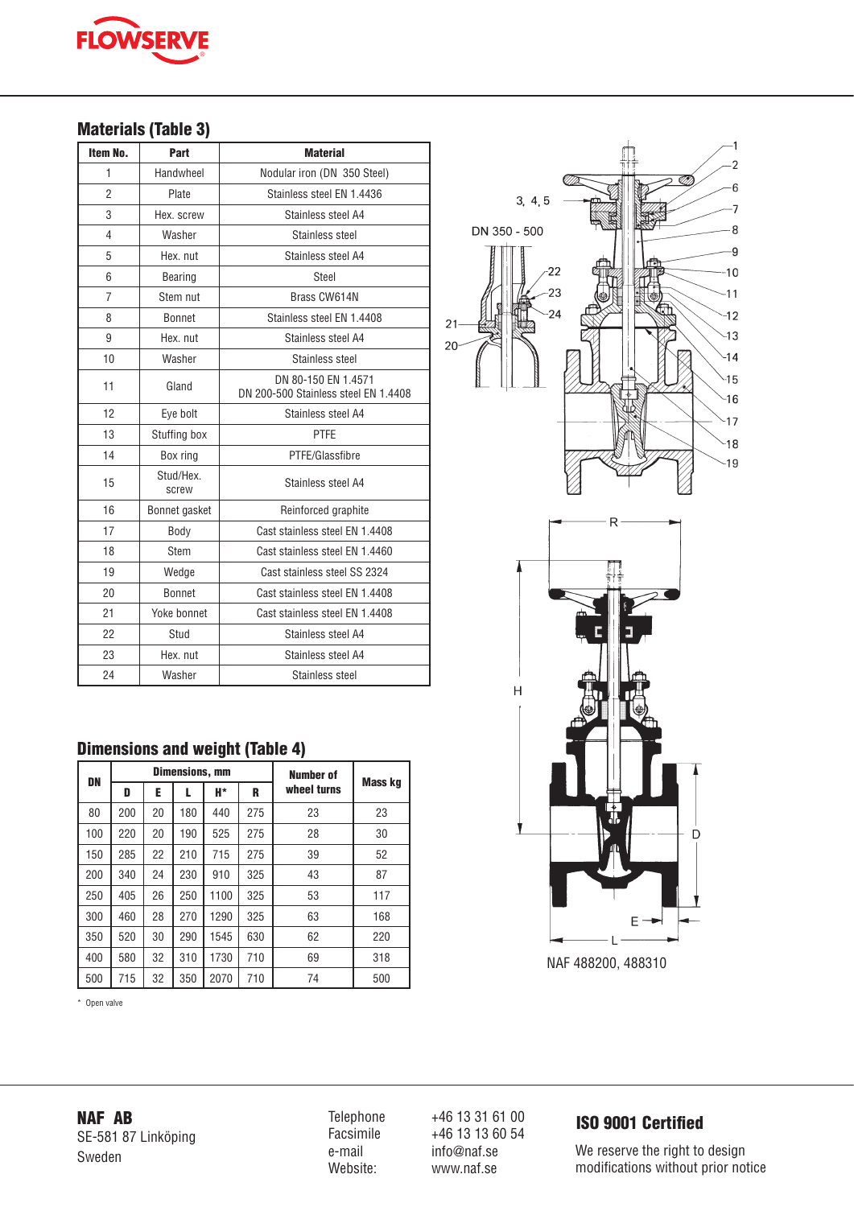## Materials (Table 3)

| Item No. | Part | Material |
|---|---|---|
| 1 | Handwheel | Nodular iron (DN 350 Steel) |
| 2 | Plate | Stainless steel EN 1.4436 |
| 3 | Hex. screw | Stainless steel A4 |
| 4 | Washer | Stainless steel |
| 5 | Hex. nut | Stainless steel A4 |
| 6 | Bearing | Steel |
| 7 | Stem nut | Brass CW614N |
| 8 | Bonnet | Stainless steel EN 1.4408 |
| 9 | Hex. nut | Stainless steel A4 |
| 10 | Washer | Stainless steel |
| 11 | Gland | DN 80-150 EN 1.4571<br>DN 200-500 Stainless steel EN 1.4408 |
| 12 | Eye bolt | Stainless steel A4 |
| 13 | Stuffing box | PTFE |
| 14 | Box ring | PTFE/Glassfibre |
| 15 | Stud/Hex. screw | Stainless steel A4 |
| 16 | Bonnet gasket | Reinforced graphite |
| 17 | Body | Cast stainless steel EN 1.4408 |
| 18 | Stem | Cast stainless steel EN 1.4460 |
| 19 | Wedge | Cast stainless steel SS 2324 |
| 20 | Bonnet | Cast stainless steel EN 1.4408 |
| 21 | Yoke bonnet | Cast stainless steel EN 1.4408 |
| 22 | Stud | Stainless steel A4 |
| 23 | Hex. nut | Stainless steel A4 |
| 24 | Washer | Stainless steel |

3, 4, 5

DN 350 - 500

1 2 6 7 8 9 10 11 12 13 14 15 16 17 18 19 20 21 22 23 24

## Dimensions and weight (Table 4)

| DN | Dimensions, mm | | | | | Number of wheel turns | Mass kg |
|---|---|---|---|---|---|---|---|
| | D | E | L | H* | R | | |
| 80 | 200 | 20 | 180 | 440 | 275 | 23 | 23 |
| 100 | 220 | 20 | 190 | 525 | 275 | 28 | 30 |
| 150 | 285 | 22 | 210 | 715 | 275 | 39 | 52 |
| 200 | 340 | 24 | 230 | 910 | 325 | 43 | 87 |
| 250 | 405 | 26 | 250 | 1100 | 325 | 53 | 117 |
| 300 | 460 | 28 | 270 | 1290 | 325 | 63 | 168 |
| 350 | 520 | 30 | 290 | 1545 | 630 | 62 | 220 |
| 400 | 580 | 32 | 310 | 1730 | 710 | 69 | 318 |
| 500 | 715 | 32 | 350 | 2070 | 710 | 74 | 500 |

\* Open valve

R H D E L

NAF 488200, 488310

**NAF AB**
SE-581 87 Linköping
Sweden

Telephone +46 13 31 61 00
Facsimile +46 13 13 60 54
e-mail info@naf.se
Website: www.naf.se

**ISO 9001 Certified**

We reserve the right to design modifications without prior notice